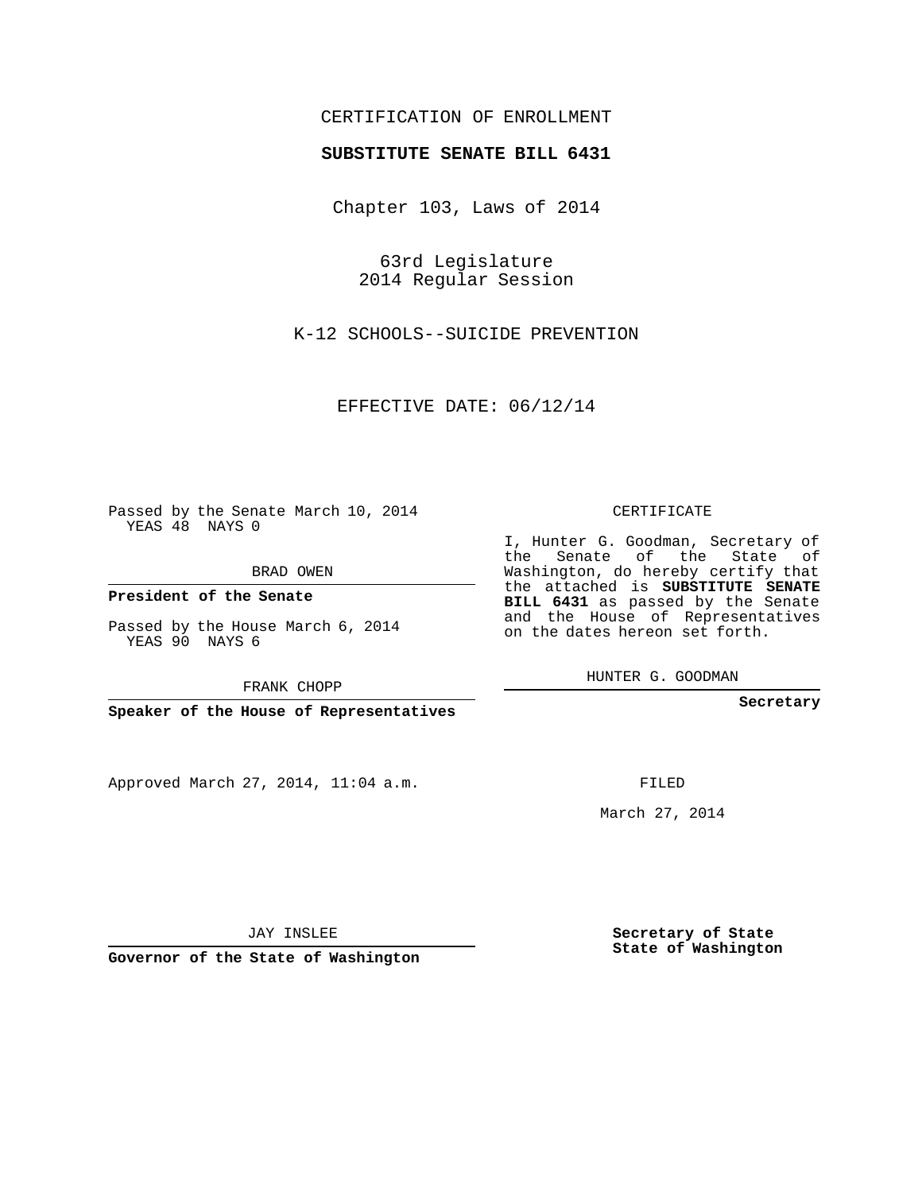CERTIFICATION OF ENROLLMENT

**SUBSTITUTE SENATE BILL 6431**

Chapter 103, Laws of 2014

63rd Legislature
2014 Regular Session

K-12 SCHOOLS--SUICIDE PREVENTION

EFFECTIVE DATE: 06/12/14

Passed by the Senate March 10, 2014
YEAS 48 NAYS 0

BRAD OWEN

**President of the Senate**

Passed by the House March 6, 2014
YEAS 90 NAYS 6

FRANK CHOPP

**Speaker of the House of Representatives**

CERTIFICATE

I, Hunter G. Goodman, Secretary of the Senate of the State of Washington, do hereby certify that the attached is **SUBSTITUTE SENATE BILL 6431** as passed by the Senate and the House of Representatives on the dates hereon set forth.

HUNTER G. GOODMAN

**Secretary**

Approved March 27, 2014, 11:04 a.m.

FILED

March 27, 2014

JAY INSLEE

**Governor of the State of Washington**

**Secretary of State**
**State of Washington**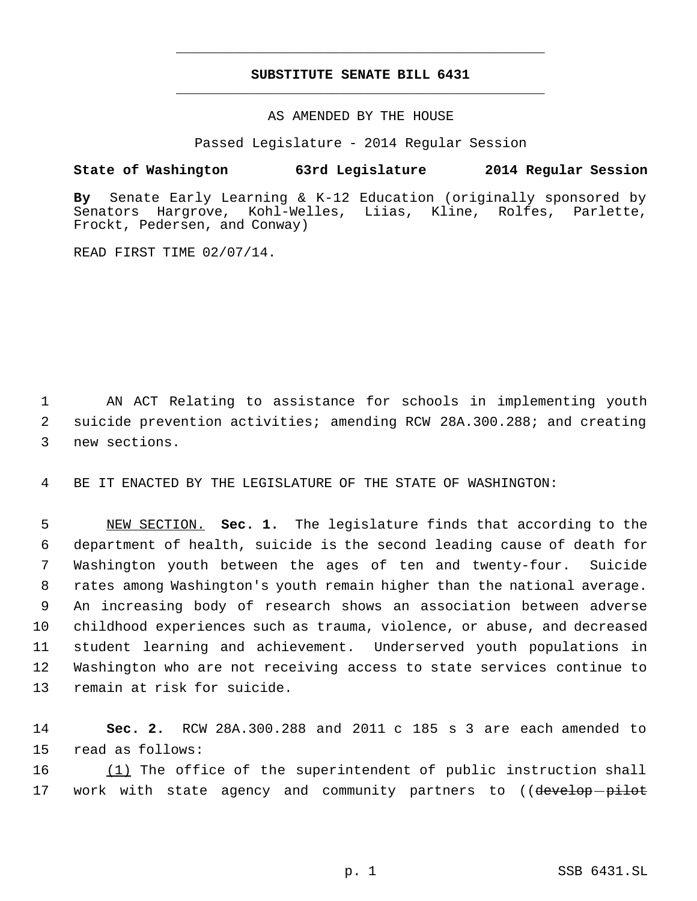# SUBSTITUTE SENATE BILL 6431

AS AMENDED BY THE HOUSE

Passed Legislature - 2014 Regular Session

**State of Washington 63rd Legislature 2014 Regular Session**

**By** Senate Early Learning & K-12 Education (originally sponsored by Senators Hargrove, Kohl-Welles, Liias, Kline, Rolfes, Parlette, Frockt, Pedersen, and Conway)

READ FIRST TIME 02/07/14.

AN ACT Relating to assistance for schools in implementing youth suicide prevention activities; amending RCW 28A.300.288; and creating new sections.

BE IT ENACTED BY THE LEGISLATURE OF THE STATE OF WASHINGTON:

NEW SECTION. **Sec. 1.** The legislature finds that according to the department of health, suicide is the second leading cause of death for Washington youth between the ages of ten and twenty-four. Suicide rates among Washington's youth remain higher than the national average. An increasing body of research shows an association between adverse childhood experiences such as trauma, violence, or abuse, and decreased student learning and achievement. Underserved youth populations in Washington who are not receiving access to state services continue to remain at risk for suicide.

**Sec. 2.** RCW 28A.300.288 and 2011 c 185 s 3 are each amended to read as follows:

(1) The office of the superintendent of public instruction shall work with state agency and community partners to ((~~develop pilot~~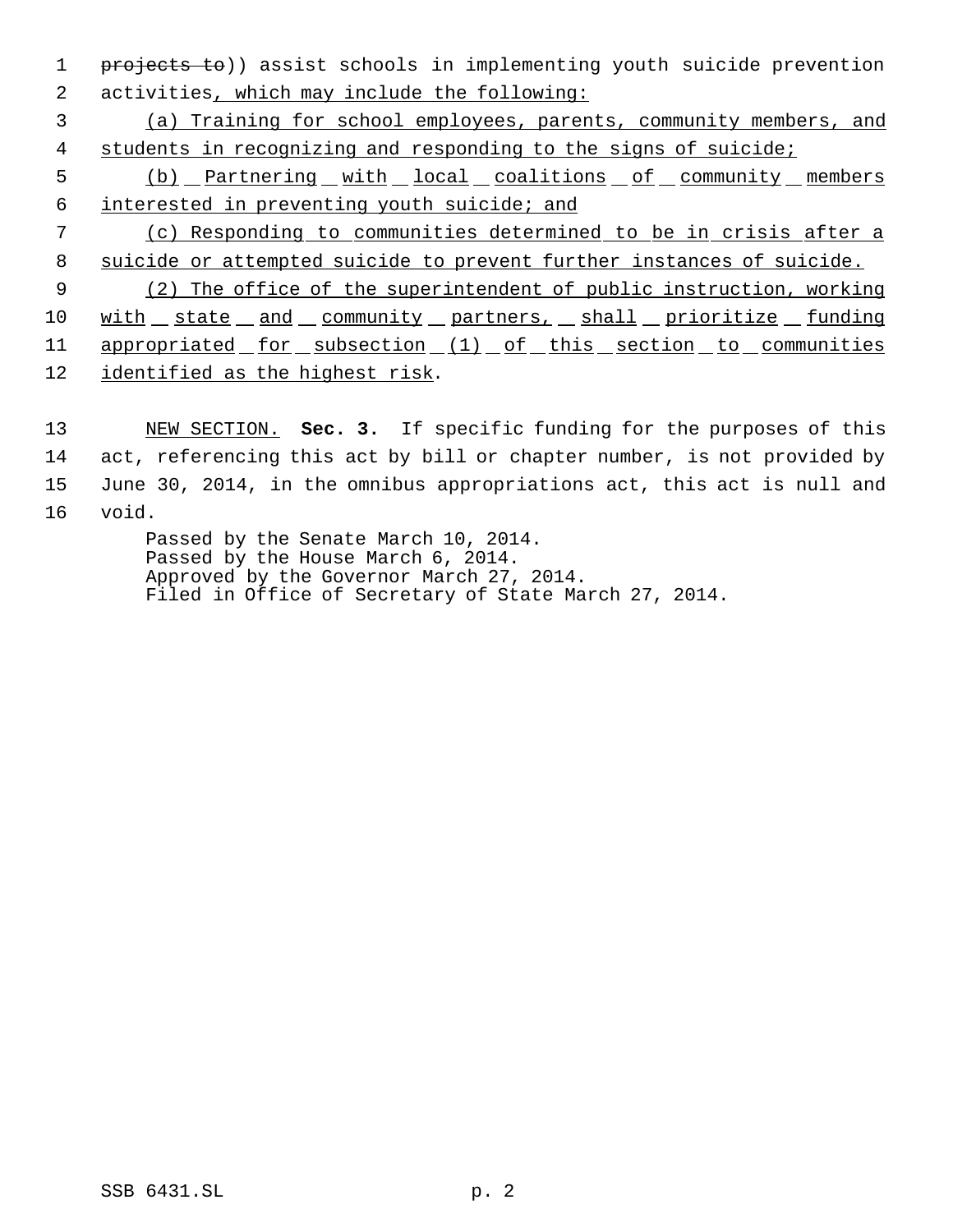projects to)) assist schools in implementing youth suicide prevention activities, which may include the following:

(a) Training for school employees, parents, community members, and students in recognizing and responding to the signs of suicide;

(b) Partnering with local coalitions of community members interested in preventing youth suicide; and

(c) Responding to communities determined to be in crisis after a suicide or attempted suicide to prevent further instances of suicide.

(2) The office of the superintendent of public instruction, working with state and community partners, shall prioritize funding appropriated for subsection (1) of this section to communities identified as the highest risk.

NEW SECTION. **Sec. 3.** If specific funding for the purposes of this act, referencing this act by bill or chapter number, is not provided by June 30, 2014, in the omnibus appropriations act, this act is null and void.

Passed by the Senate March 10, 2014.
Passed by the House March 6, 2014.
Approved by the Governor March 27, 2014.
Filed in Office of Secretary of State March 27, 2014.